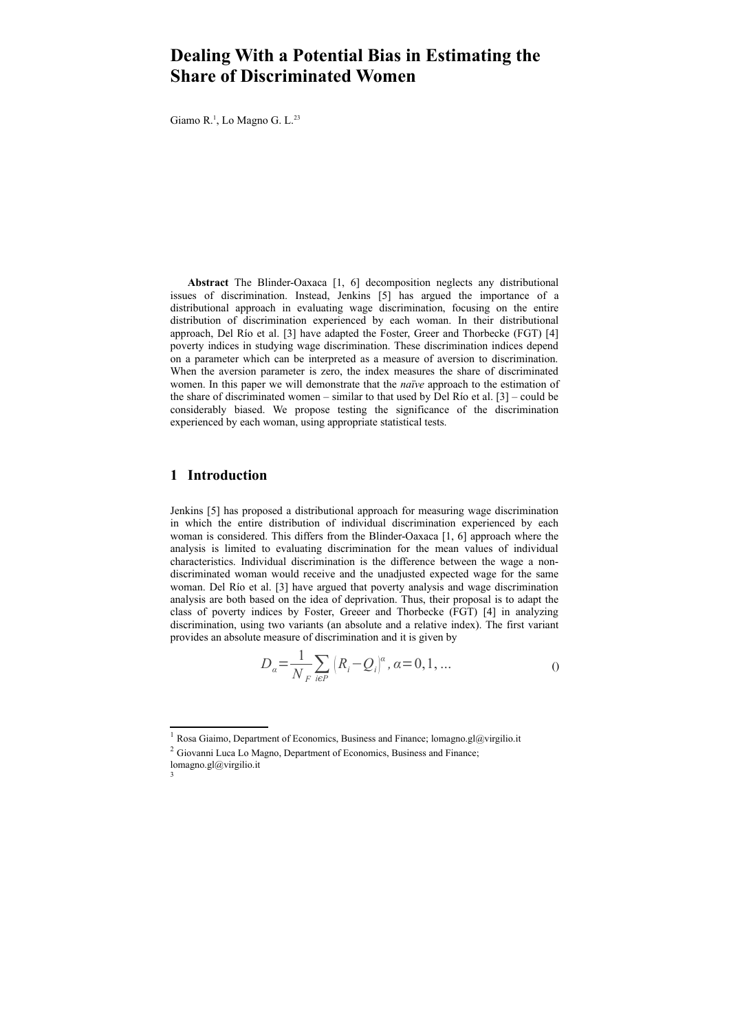# Dealing With a Potential Bias in Estimating the Share of Discriminated Women

Giamo R.[1], Lo Magno G. L.[2][3]

**Abstract** The Blinder-Oaxaca [1, 6] decomposition neglects any distributional issues of discrimination. Instead, Jenkins [5] has argued the importance of a distributional approach in evaluating wage discrimination, focusing on the entire distribution of discrimination experienced by each woman. In their distributional approach, Del Río et al. [3] have adapted the Foster, Greer and Thorbecke (FGT) [4] poverty indices in studying wage discrimination. These discrimination indices depend on a parameter which can be interpreted as a measure of aversion to discrimination. When the aversion parameter is zero, the index measures the share of discriminated women. In this paper we will demonstrate that the *naïve* approach to the estimation of the share of discriminated women – similar to that used by Del Río et al. [3] – could be considerably biased. We propose testing the significance of the discrimination experienced by each woman, using appropriate statistical tests.

## 1 Introduction

Jenkins [5] has proposed a distributional approach for measuring wage discrimination in which the entire distribution of individual discrimination experienced by each woman is considered. This differs from the Blinder-Oaxaca [1, 6] approach where the analysis is limited to evaluating discrimination for the mean values of individual characteristics. Individual discrimination is the difference between the wage a non-discriminated woman would receive and the unadjusted expected wage for the same woman. Del Río et al. [3] have argued that poverty analysis and wage discrimination analysis are both based on the idea of deprivation. Thus, their proposal is to adapt the class of poverty indices by Foster, Greeer and Thorbecke (FGT) [4] in analyzing discrimination, using two variants (an absolute and a relative index). The first variant provides an absolute measure of discrimination and it is given by

$$D_{\alpha}=\frac{1}{N_{F}}\sum_{i \in P}\left(R_{i}-Q_{i}\right)^{\alpha},\ \alpha=0,1,\ldots \qquad ()$$

[1] Rosa Giaimo, Department of Economics, Business and Finance; lomagno.gl@virgilio.it

[2] Giovanni Luca Lo Magno, Department of Economics, Business and Finance; lomagno.gl@virgilio.it

[3]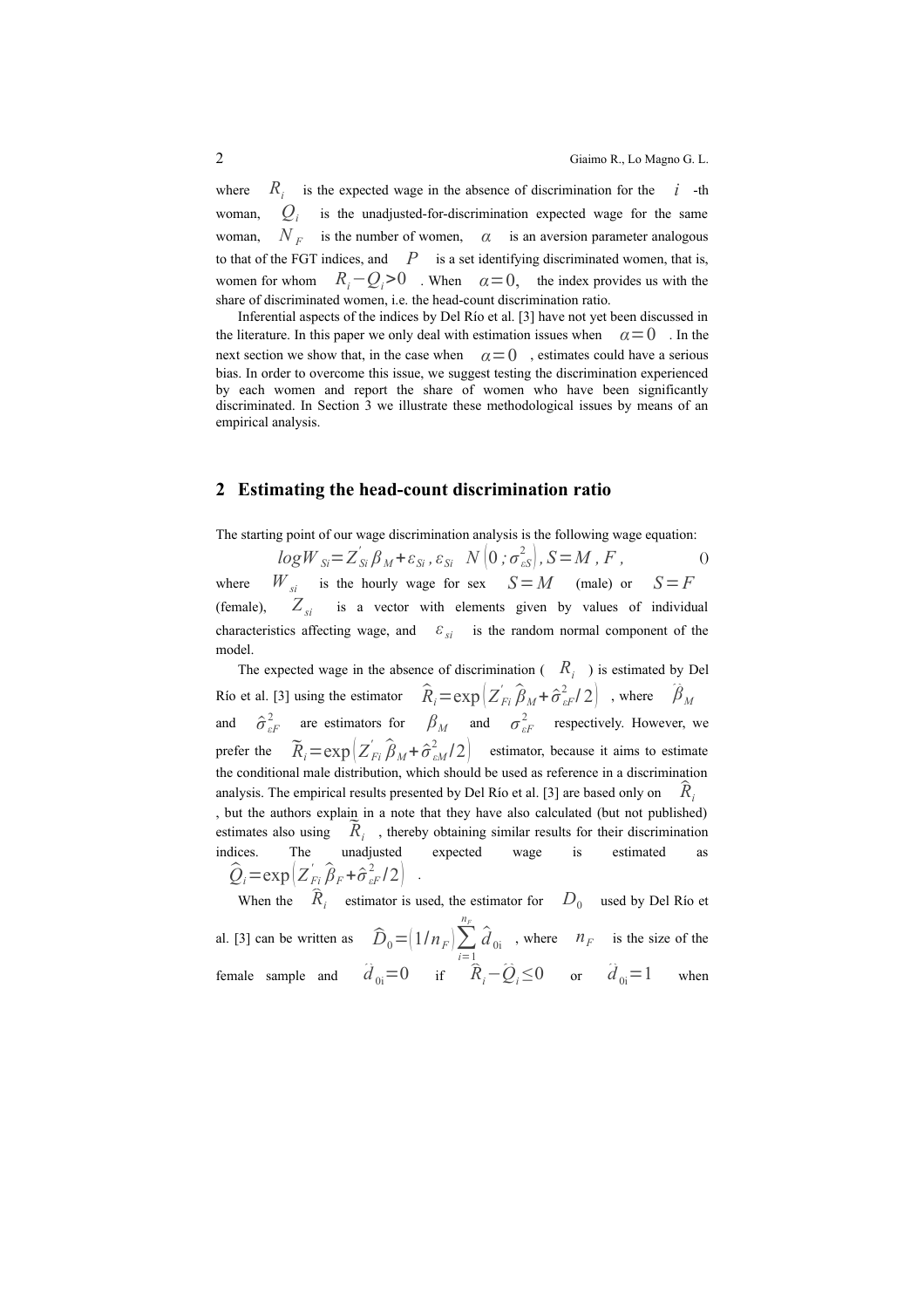where $R_i$ is the expected wage in the absence of discrimination for the $i$ -th woman, $Q_i$ is the unadjusted-for-discrimination expected wage for the same woman, $N_F$ is the number of women, $\alpha$ is an aversion parameter analogous to that of the FGT indices, and $P$ is a set identifying discriminated women, that is, women for whom $R_i - Q_i > 0$ . When $\alpha = 0,$ the index provides us with the share of discriminated women, i.e. the head-count discrimination ratio.

Inferential aspects of the indices by Del Río et al. [3] have not yet been discussed in the literature. In this paper we only deal with estimation issues when $\alpha = 0$ . In the next section we show that, in the case when $\alpha = 0$ , estimates could have a serious bias. In order to overcome this issue, we suggest testing the discrimination experienced by each women and report the share of women who have been significantly discriminated. In Section 3 we illustrate these methodological issues by means of an empirical analysis.

## 2 Estimating the head-count discrimination ratio

The starting point of our wage discrimination analysis is the following wage equation:

$$logW_{Si} = Z_{Si}^{'} \beta_M + \varepsilon_{Si}, \varepsilon_{Si} \quad N\left(0; \sigma_{\varepsilon S}^2\right), S = M, F, \qquad ()$$

where $W_{si}$ is the hourly wage for sex $S = M$ (male) or $S = F$ (female), $Z_{si}$ is a vector with elements given by values of individual characteristics affecting wage, and $\varepsilon_{si}$ is the random normal component of the model.

The expected wage in the absence of discrimination ( $R_i$ ) is estimated by Del Río et al. [3] using the estimator $\hat{R}_i = \exp\left(Z_{Fi}^{'} \hat{\beta}_M + \hat{\sigma}_{\varepsilon F}^2 / 2\right)$ , where $\hat{\beta}_M$ and $\hat{\sigma}_{\varepsilon F}^2$ are estimators for $\beta_M$ and $\sigma_{\varepsilon F}^2$ respectively. However, we prefer the $\tilde{R}_i = \exp\left(Z_{Fi}^{'} \hat{\beta}_M + \hat{\sigma}_{\varepsilon M}^2 / 2\right)$ estimator, because it aims to estimate the conditional male distribution, which should be used as reference in a discrimination analysis. The empirical results presented by Del Río et al. [3] are based only on $\hat{R}_i$ , but the authors explain in a note that they have also calculated (but not published) estimates also using $\tilde{R}_i$ , thereby obtaining similar results for their discrimination indices. The unadjusted expected wage is estimated as $\hat{Q}_i = \exp\left(Z_{Fi}^{'} \hat{\beta}_F + \hat{\sigma}_{\varepsilon F}^2 / 2\right)$ .

When the $\hat{R}_i$ estimator is used, the estimator for $D_0$ used by Del Río et al. [3] can be written as $\hat{D}_0 = \left(1/n_F\right) \sum_{i=1}^{n_F} \hat{d}_{0i}$ , where $n_F$ is the size of the female sample and $\hat{d}_{0i} = 0$ if $\hat{R}_i - \hat{Q}_i \leq 0$ or $\hat{d}_{0i} = 1$ when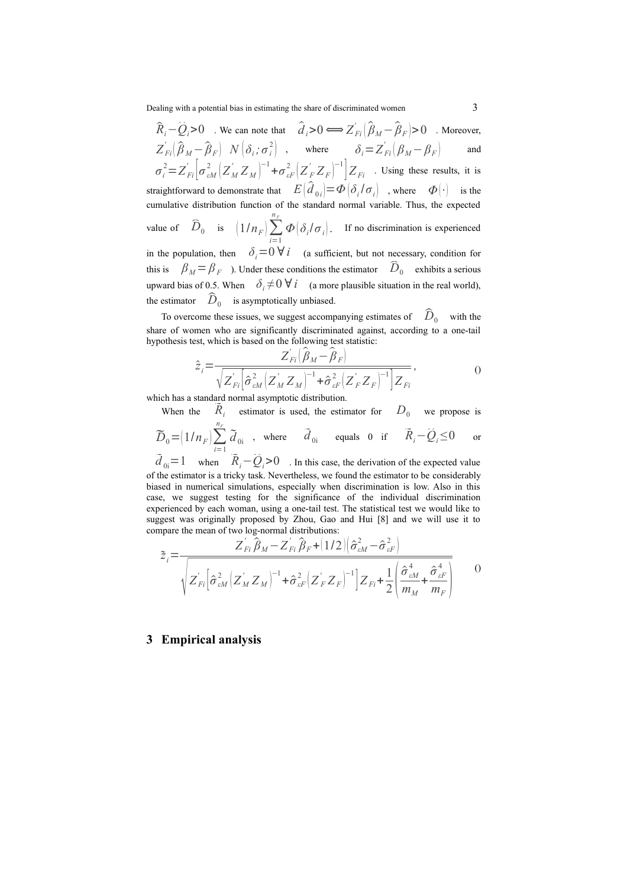$\widehat{R}_i - \widehat{Q}_i > 0$. We can note that $\widehat{d}_i > 0 \Longleftrightarrow Z'_{Fi}(\widehat{\beta}_M - \widehat{\beta}_F) > 0$. Moreover, $Z'_{Fi}(\widehat{\beta}_M - \widehat{\beta}_F) \; N(\delta_i; \sigma_i^2)$, where $\delta_i = Z'_{Fi}(\beta_M - \beta_F)$ and $\sigma_i^2 = Z'_{Fi}\left[\sigma^2_{\varepsilon M}(Z'_M Z_M)^{-1} + \sigma^2_{\varepsilon F}(Z'_F Z_F)^{-1}\right] Z_{Fi}$. Using these results, it is straightforward to demonstrate that $E(\widehat{d}_{0i}) = \Phi(\delta_i / \sigma_i)$, where $\Phi(\cdot)$ is the cumulative distribution function of the standard normal variable. Thus, the expected value of $\widehat{D}_0$ is $(1/n_F)\sum_{i=1}^{n_F} \Phi(\delta_i/\sigma_i)$. If no discrimination is experienced in the population, then $\delta_i = 0 \, \forall i$ (a sufficient, but not necessary, condition for this is $\beta_M = \beta_F$). Under these conditions the estimator $\widehat{D}_0$ exhibits a serious upward bias of 0.5. When $\delta_i \neq 0 \, \forall i$ (a more plausible situation in the real world), the estimator $\widehat{D}_0$ is asymptotically unbiased.

To overcome these issues, we suggest accompanying estimates of $\widehat{D}_0$ with the share of women who are significantly discriminated against, according to a one-tail hypothesis test, which is based on the following test statistic:

$$\hat{z}_i = \frac{Z'_{Fi}(\widehat{\beta}_M - \widehat{\beta}_F)}{\sqrt{Z'_{Fi}\left[\hat{\sigma}^2_{\varepsilon M}(Z'_M Z_M)^{-1} + \hat{\sigma}^2_{\varepsilon F}(Z'_F Z_F)^{-1}\right] Z_{Fi}}}, \qquad ()$$

which has a standard normal asymptotic distribution.

When the $\bar{R}_i$ estimator is used, the estimator for $D_0$ we propose is $\widetilde{D}_0 = (1/n_F)\sum_{i=1}^{n_F} \tilde{d}_{0i}$, where $\tilde{d}_{0i}$ equals 0 if $\bar{R}_i - \hat{Q}_i \leq 0$ or $\tilde{d}_{0i} = 1$ when $\bar{R}_i - \hat{Q}_i > 0$. In this case, the derivation of the expected value of the estimator is a tricky task. Nevertheless, we found the estimator to be considerably biased in numerical simulations, especially when discrimination is low. Also in this case, we suggest testing for the significance of the individual discrimination experienced by each woman, using a one-tail test. The statistical test we would like to suggest was originally proposed by Zhou, Gao and Hui [8] and we will use it to compare the mean of two log-normal distributions:

$$\tilde{z}_i = \frac{Z'_{Fi}\widehat{\beta}_M - Z'_{Fi}\widehat{\beta}_F + (1/2)(\hat{\sigma}^2_{\varepsilon M} - \hat{\sigma}^2_{\varepsilon F})}{\sqrt{Z'_{Fi}\left[\hat{\sigma}^2_{\varepsilon M}(Z'_M Z_M)^{-1} + \hat{\sigma}^2_{\varepsilon F}(Z'_F Z_F)^{-1}\right] Z_{Fi} + \frac{1}{2}\left(\frac{\hat{\sigma}^4_{\varepsilon M}}{m_M} + \frac{\hat{\sigma}^4_{\varepsilon F}}{m_F}\right)}} \qquad ()$$

## 3 Empirical analysis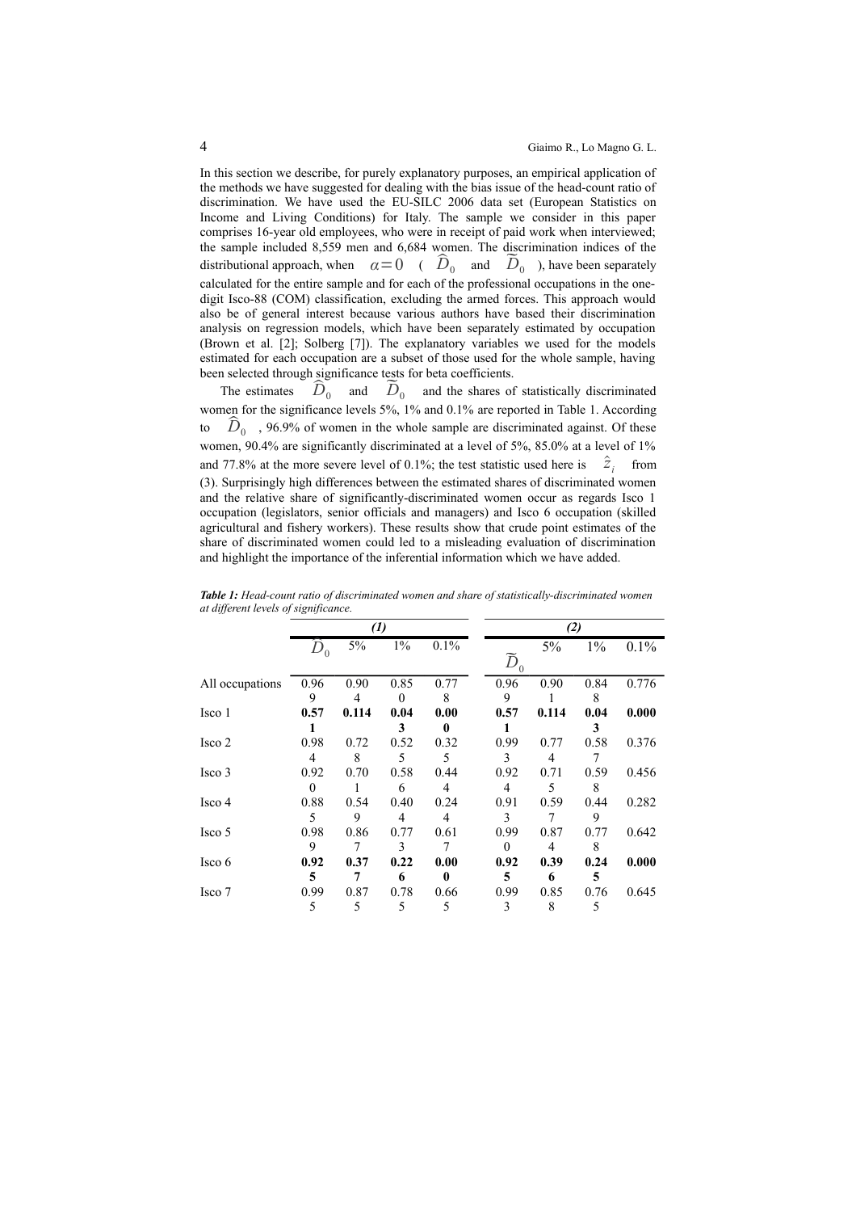In this section we describe, for purely explanatory purposes, an empirical application of the methods we have suggested for dealing with the bias issue of the head-count ratio of discrimination. We have used the EU-SILC 2006 data set (European Statistics on Income and Living Conditions) for Italy. The sample we consider in this paper comprises 16-year old employees, who were in receipt of paid work when interviewed; the sample included 8,559 men and 6,684 women. The discrimination indices of the distributional approach, when $\alpha = 0$ ( $\widehat{D}_0$ and $\widetilde{D}_0$ ), have been separately calculated for the entire sample and for each of the professional occupations in the one-digit Isco-88 (COM) classification, excluding the armed forces. This approach would also be of general interest because various authors have based their discrimination analysis on regression models, which have been separately estimated by occupation (Brown et al. [2]; Solberg [7]). The explanatory variables we used for the models estimated for each occupation are a subset of those used for the whole sample, having been selected through significance tests for beta coefficients.

The estimates $\widehat{D}_0$ and $\widetilde{D}_0$ and the shares of statistically discriminated women for the significance levels 5%, 1% and 0.1% are reported in Table 1. According to $\widehat{D}_0$ , 96.9% of women in the whole sample are discriminated against. Of these women, 90.4% are significantly discriminated at a level of 5%, 85.0% at a level of 1% and 77.8% at the more severe level of 0.1%; the test statistic used here is $\hat{z}_i$ from (3). Surprisingly high differences between the estimated shares of discriminated women and the relative share of significantly-discriminated women occur as regards Isco 1 occupation (legislators, senior officials and managers) and Isco 6 occupation (skilled agricultural and fishery workers). These results show that crude point estimates of the share of discriminated women could led to a misleading evaluation of discrimination and highlight the importance of the inferential information which we have added.

***Table 1:*** *Head-count ratio of discriminated women and share of statistically-discriminated women at different levels of significance.*

| | (1) | | | | (2) | | | |
|---|---|---|---|---|---|---|---|---|
| | $\widehat{D}_0$ | 5% | 1% | 0.1% | $\widetilde{D}_0$ | 5% | 1% | 0.1% |
| All occupations | 0.969 | 0.904 | 0.850 | 0.778 | 0.969 | 0.901 | 0.848 | 0.776 |
| Isco 1 | **0.571** | **0.114** | **0.043** | **0.000** | **0.571** | **0.114** | **0.043** | **0.000** |
| Isco 2 | 0.984 | 0.728 | 0.525 | 0.325 | 0.993 | 0.774 | 0.587 | 0.376 |
| Isco 3 | 0.920 | 0.701 | 0.586 | 0.444 | 0.924 | 0.715 | 0.598 | 0.456 |
| Isco 4 | 0.885 | 0.549 | 0.404 | 0.244 | 0.913 | 0.597 | 0.449 | 0.282 |
| Isco 5 | 0.989 | 0.867 | 0.773 | 0.617 | 0.990 | 0.874 | 0.778 | 0.642 |
| Isco 6 | **0.925** | **0.377** | **0.226** | **0.000** | **0.925** | **0.396** | **0.245** | **0.000** |
| Isco 7 | 0.995 | 0.875 | 0.785 | 0.665 | 0.993 | 0.858 | 0.765 | 0.645 |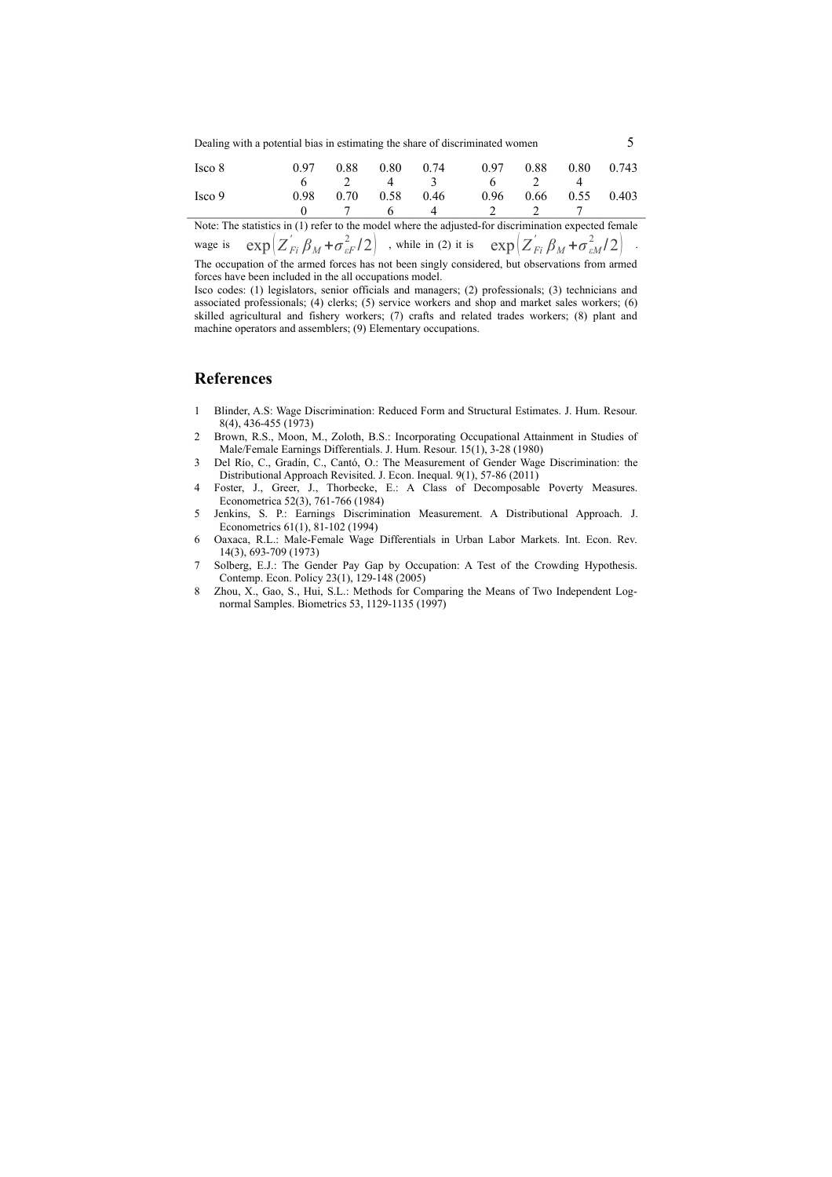| | | | | | | | | |
|---|---|---|---|---|---|---|---|---|
| Isco 8 | 0.976 | 0.882 | 0.804 | 0.743 | 0.976 | 0.882 | 0.804 | 0.743 |
| Isco 9 | 0.980 | 0.707 | 0.586 | 0.464 | 0.962 | 0.662 | 0.557 | 0.403 |

Note: The statistics in (1) refer to the model where the adjusted-for discrimination expected female wage is $\exp\left(Z_{Fi}^{'}\beta_M+\sigma_{\varepsilon F}^{2}/2\right)$, while in (2) it is $\exp\left(Z_{Fi}^{'}\beta_M+\sigma_{\varepsilon M}^{2}/2\right)$.

The occupation of the armed forces has not been singly considered, but observations from armed forces have been included in the all occupations model.

Isco codes: (1) legislators, senior officials and managers; (2) professionals; (3) technicians and associated professionals; (4) clerks; (5) service workers and shop and market sales workers; (6) skilled agricultural and fishery workers; (7) crafts and related trades workers; (8) plant and machine operators and assemblers; (9) Elementary occupations.

## References

1. Blinder, A.S: Wage Discrimination: Reduced Form and Structural Estimates. J. Hum. Resour. 8(4), 436-455 (1973)
2. Brown, R.S., Moon, M., Zoloth, B.S.: Incorporating Occupational Attainment in Studies of Male/Female Earnings Differentials. J. Hum. Resour. 15(1), 3-28 (1980)
3. Del Río, C., Gradín, C., Cantó, O.: The Measurement of Gender Wage Discrimination: the Distributional Approach Revisited. J. Econ. Inequal. 9(1), 57-86 (2011)
4. Foster, J., Greer, J., Thorbecke, E.: A Class of Decomposable Poverty Measures. Econometrica 52(3), 761-766 (1984)
5. Jenkins, S. P.: Earnings Discrimination Measurement. A Distributional Approach. J. Econometrics 61(1), 81-102 (1994)
6. Oaxaca, R.L.: Male-Female Wage Differentials in Urban Labor Markets. Int. Econ. Rev. 14(3), 693-709 (1973)
7. Solberg, E.J.: The Gender Pay Gap by Occupation: A Test of the Crowding Hypothesis. Contemp. Econ. Policy 23(1), 129-148 (2005)
8. Zhou, X., Gao, S., Hui, S.L.: Methods for Comparing the Means of Two Independent Log-normal Samples. Biometrics 53, 1129-1135 (1997)